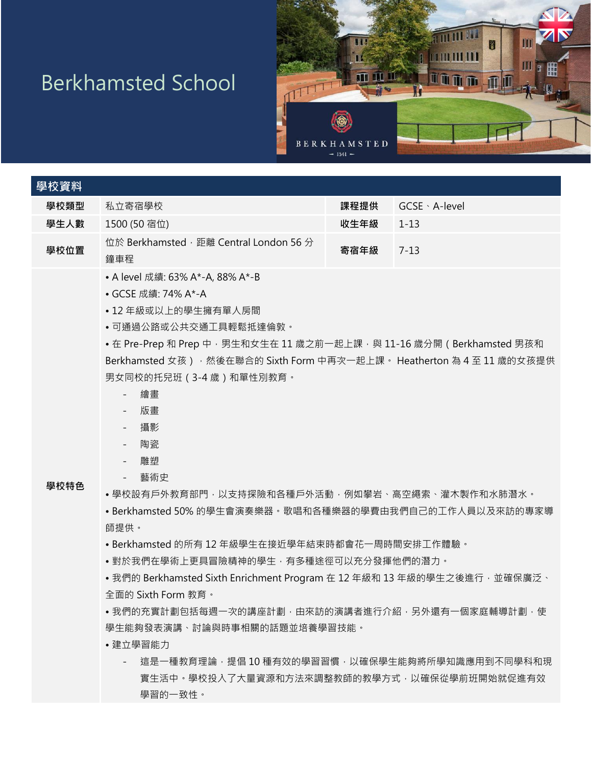# Berkhamsted School

## 學校資料

| | | | |
|---|---|---|---|
| **學校類型** | 私立寄宿學校 | **課程提供** | GCSE、A-level |
| **學生人數** | 1500 (50 宿位) | **收生年級** | 1-13 |
| **學校位置** | 位於 Berkhamsted，距離 Central London 56 分鐘車程 | **寄宿年級** | 7-13 |

**學校特色**

- A level 成績: 63% A*-A, 88% A*-B
- GCSE 成績: 74% A*-A
- 12 年級或以上的學生擁有單人房間
- 可通過公路或公共交通工具輕鬆抵達倫敦。
- 在 Pre-Prep 和 Prep 中，男生和女生在 11 歲之前一起上課，與 11-16 歲分開（Berkhamsted 男孩和 Berkhamsted 女孩），然後在聯合的 Sixth Form 中再次一起上課。 Heatherton 為 4 至 11 歲的女孩提供男女同校的托兒班（3-4 歲）和單性別教育。
    - 繪畫
    - 版畫
    - 攝影
    - 陶瓷
    - 雕塑
    - 藝術史
- 學校設有戶外教育部門，以支持探險和各種戶外活動，例如攀岩、高空繩索、灌木製作和水肺潛水。
- Berkhamsted 50% 的學生會演奏樂器。歌唱和各種樂器的學費由我們自己的工作人員以及來訪的專家導師提供。
- Berkhamsted 的所有 12 年級學生在接近學年結束時都會花一周時間安排工作體驗。
- 對於我們在學術上更具冒險精神的學生，有多種途徑可以充分發揮他們的潛力。
- 我們的 Berkhamsted Sixth Enrichment Program 在 12 年級和 13 年級的學生之後進行，並確保廣泛、全面的 Sixth Form 教育。
- 我們的充實計劃包括每週一次的講座計劃，由來訪的演講者進行介紹，另外還有一個家庭輔導計劃，使學生能夠發表演講、討論與時事相關的話題並培養學習技能。
- 建立學習能力
    - 這是一種教育理論，提倡 10 種有效的學習習慣，以確保學生能夠將所學知識應用到不同學科和現實生活中。學校投入了大量資源和方法來調整教師的教學方式，以確保從學前班開始就促進有效學習的一致性。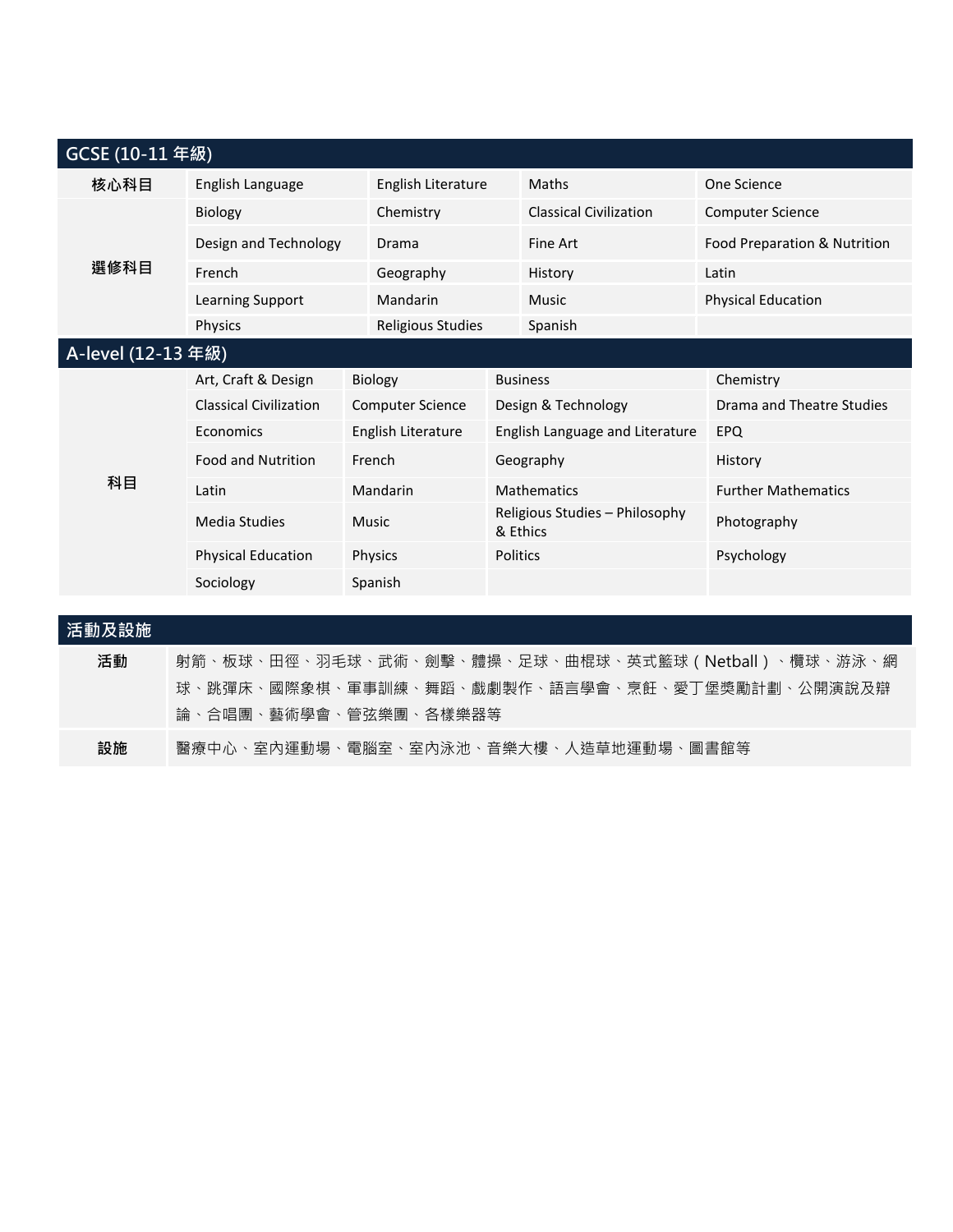## GCSE (10-11 年級)

| | | | | |
|---|---|---|---|---|
| **核心科目** | English Language | English Literature | Maths | One Science |
| **選修科目** | Biology | Chemistry | Classical Civilization | Computer Science |
| | Design and Technology | Drama | Fine Art | Food Preparation & Nutrition |
| | French | Geography | History | Latin |
| | Learning Support | Mandarin | Music | Physical Education |
| | Physics | Religious Studies | Spanish | |

## A-level (12-13 年級)

| | | | | |
|---|---|---|---|---|
| **科目** | Art, Craft & Design | Biology | Business | Chemistry |
| | Classical Civilization | Computer Science | Design & Technology | Drama and Theatre Studies |
| | Economics | English Literature | English Language and Literature | EPQ |
| | Food and Nutrition | French | Geography | History |
| | Latin | Mandarin | Mathematics | Further Mathematics |
| | Media Studies | Music | Religious Studies – Philosophy & Ethics | Photography |
| | Physical Education | Physics | Politics | Psychology |
| | Sociology | Spanish | | |

## 活動及設施

| | |
|---|---|
| **活動** | 射箭、板球、田徑、羽毛球、武術、劍擊、體操、足球、曲棍球、英式籃球（Netball）、欖球、游泳、網球、跳彈床、國際象棋、軍事訓練、舞蹈、戲劇製作、語言學會、烹飪、愛丁堡獎勵計劃、公開演說及辯論、合唱團、藝術學會、管弦樂團、各樣樂器等 |
| **設施** | 醫療中心、室內運動場、電腦室、室內泳池、音樂大樓、人造草地運動場、圖書館等 |